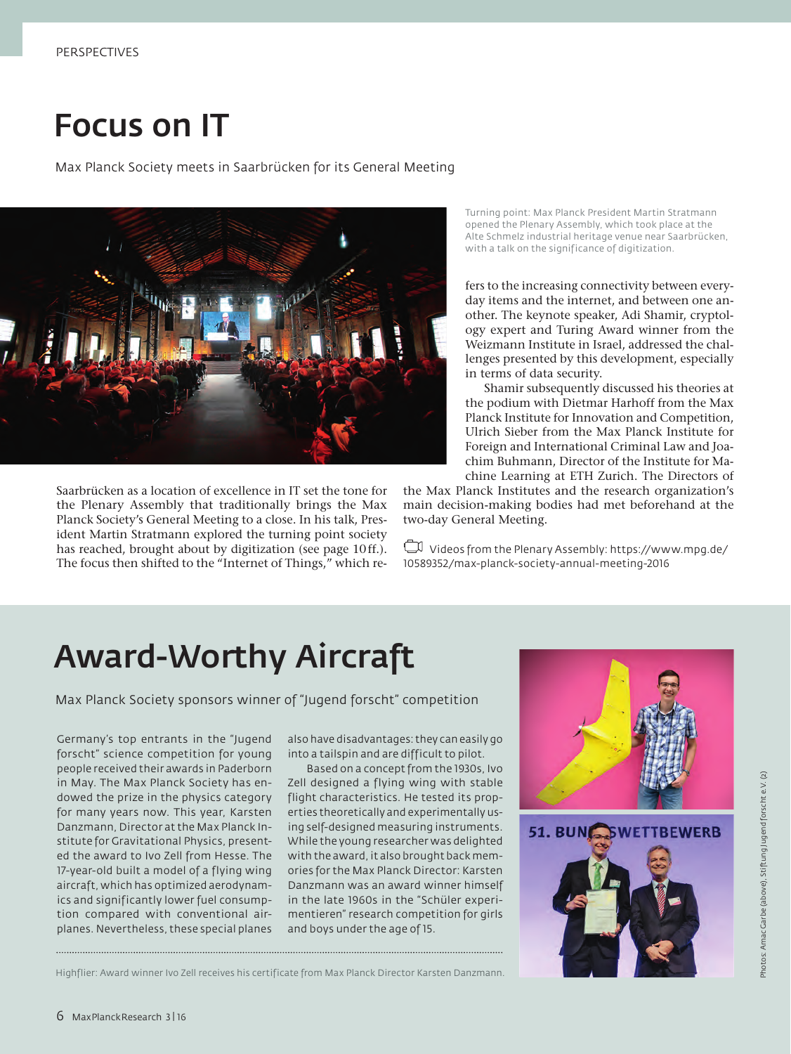PERSPECTIVES

# Focus on IT

Max Planck Society meets in Saarbrücken for its General Meeting

Turning point: Max Planck President Martin Stratmann opened the Plenary Assembly, which took place at the Alte Schmelz industrial heritage venue near Saarbrücken, with a talk on the significance of digitization.

Saarbrücken as a location of excellence in IT set the tone for the Plenary Assembly that traditionally brings the Max Planck Society's General Meeting to a close. In his talk, President Martin Stratmann explored the turning point society has reached, brought about by digitization (see page 10 ff.). The focus then shifted to the "Internet of Things," which refers to the increasing connectivity between everyday items and the internet, and between one another. The keynote speaker, Adi Shamir, cryptology expert and Turing Award winner from the Weizmann Institute in Israel, addressed the challenges presented by this development, especially in terms of data security.

Shamir subsequently discussed his theories at the podium with Dietmar Harhoff from the Max Planck Institute for Innovation and Competition, Ulrich Sieber from the Max Planck Institute for Foreign and International Criminal Law and Joachim Buhmann, Director of the Institute for Machine Learning at ETH Zurich. The Directors of the Max Planck Institutes and the research organization's main decision-making bodies had met beforehand at the two-day General Meeting.

Videos from the Plenary Assembly: https://www.mpg.de/10589352/max-planck-society-annual-meeting-2016

# Award-Worthy Aircraft

Max Planck Society sponsors winner of "Jugend forscht" competition

Germany's top entrants in the "Jugend forscht" science competition for young people received their awards in Paderborn in May. The Max Planck Society has endowed the prize in the physics category for many years now. This year, Karsten Danzmann, Director at the Max Planck Institute for Gravitational Physics, presented the award to Ivo Zell from Hesse. The 17-year-old built a model of a flying wing aircraft, which has optimized aerodynamics and significantly lower fuel consumption compared with conventional airplanes. Nevertheless, these special planes also have disadvantages: they can easily go into a tailspin and are difficult to pilot.

Based on a concept from the 1930s, Ivo Zell designed a flying wing with stable flight characteristics. He tested its properties theoretically and experimentally using self-designed measuring instruments. While the young researcher was delighted with the award, it also brought back memories for the Max Planck Director: Karsten Danzmann was an award winner himself in the late 1960s in the "Schüler experimentieren" research competition for girls and boys under the age of 15.

Highflier: Award winner Ivo Zell receives his certificate from Max Planck Director Karsten Danzmann.

Photos: Amac Garbe (above), Stiftung Jugend forscht e.V. (2)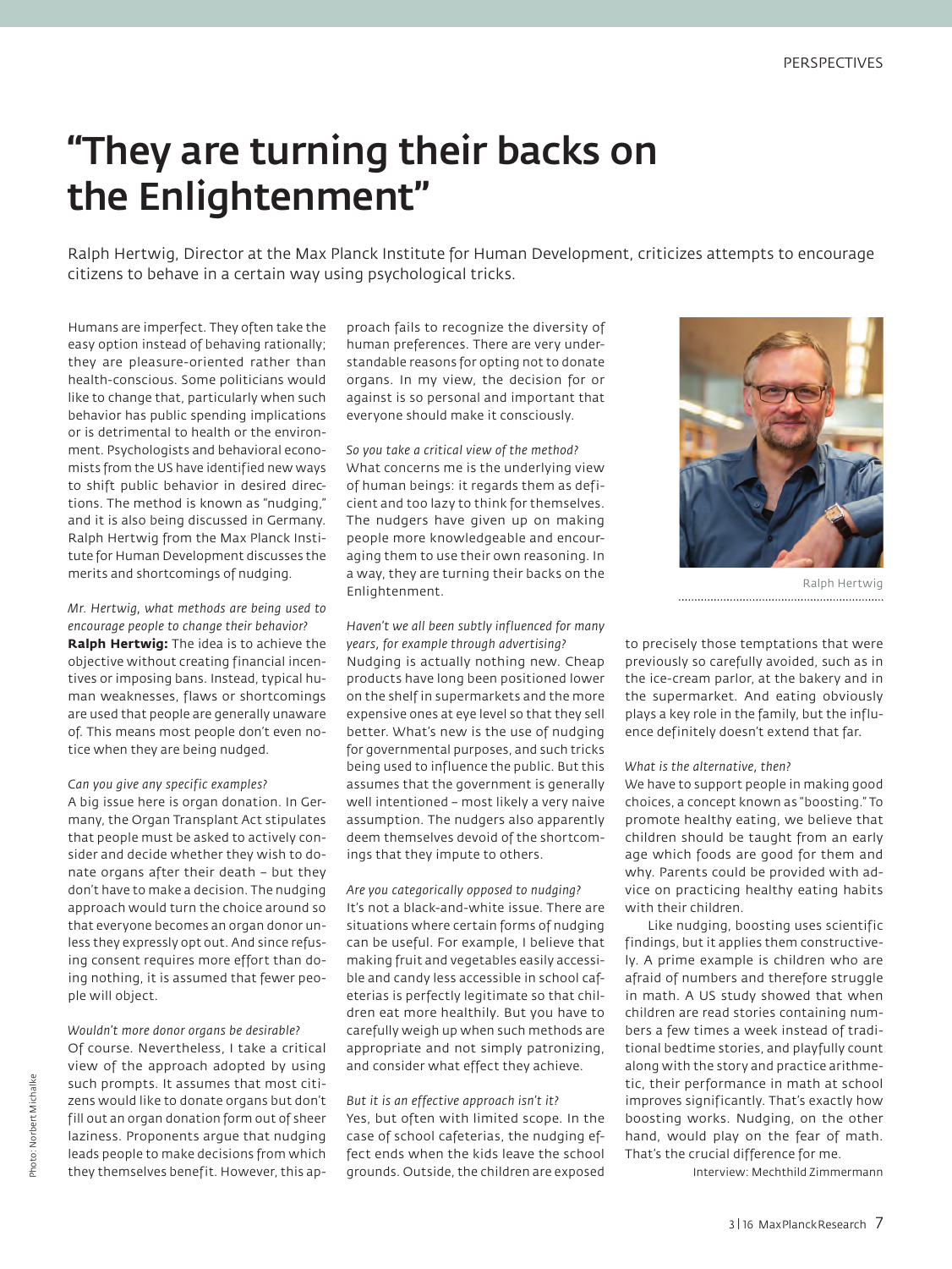# “They are turning their backs on the Enlightenment”

Ralph Hertwig, Director at the Max Planck Institute for Human Development, criticizes attempts to encourage citizens to behave in a certain way using psychological tricks.

Humans are imperfect. They often take the easy option instead of behaving rationally; they are pleasure-oriented rather than health-conscious. Some politicians would like to change that, particularly when such behavior has public spending implications or is detrimental to health or the environment. Psychologists and behavioral economists from the US have identified new ways to shift public behavior in desired directions. The method is known as “nudging,” and it is also being discussed in Germany. Ralph Hertwig from the Max Planck Institute for Human Development discusses the merits and shortcomings of nudging.

*Mr. Hertwig, what methods are being used to encourage people to change their behavior?*

**Ralph Hertwig:** The idea is to achieve the objective without creating financial incentives or imposing bans. Instead, typical human weaknesses, flaws or shortcomings are used that people are generally unaware of. This means most people don't even notice when they are being nudged.

*Can you give any specific examples?*

A big issue here is organ donation. In Germany, the Organ Transplant Act stipulates that people must be asked to actively consider and decide whether they wish to donate organs after their death – but they don't have to make a decision. The nudging approach would turn the choice around so that everyone becomes an organ donor unless they expressly opt out. And since refusing consent requires more effort than doing nothing, it is assumed that fewer people will object.

*Wouldn't more donor organs be desirable?*

Of course. Nevertheless, I take a critical view of the approach adopted by using such prompts. It assumes that most citizens would like to donate organs but don't fill out an organ donation form out of sheer laziness. Proponents argue that nudging leads people to make decisions from which they themselves benefit. However, this approach fails to recognize the diversity of human preferences. There are very understandable reasons for opting not to donate organs. In my view, the decision for or against is so personal and important that everyone should make it consciously.

*So you take a critical view of the method?*

What concerns me is the underlying view of human beings: it regards them as deficient and too lazy to think for themselves. The nudgers have given up on making people more knowledgeable and encouraging them to use their own reasoning. In a way, they are turning their backs on the Enlightenment.

*Haven't we all been subtly influenced for many years, for example through advertising?*

Nudging is actually nothing new. Cheap products have long been positioned lower on the shelf in supermarkets and the more expensive ones at eye level so that they sell better. What's new is the use of nudging for governmental purposes, and such tricks being used to influence the public. But this assumes that the government is generally well intentioned – most likely a very naive assumption. The nudgers also apparently deem themselves devoid of the shortcomings that they impute to others.

*Are you categorically opposed to nudging?*

It's not a black-and-white issue. There are situations where certain forms of nudging can be useful. For example, I believe that making fruit and vegetables easily accessible and candy less accessible in school cafeterias is perfectly legitimate so that children eat more healthily. But you have to carefully weigh up when such methods are appropriate and not simply patronizing, and consider what effect they achieve.

*But it is an effective approach isn't it?*

Yes, but often with limited scope. In the case of school cafeterias, the nudging effect ends when the kids leave the school grounds. Outside, the children are exposed to precisely those temptations that were previously so carefully avoided, such as in the ice-cream parlor, at the bakery and in the supermarket. And eating obviously plays a key role in the family, but the influence definitely doesn't extend that far.

Ralph Hertwig

*What is the alternative, then?*

We have to support people in making good choices, a concept known as “boosting.” To promote healthy eating, we believe that children should be taught from an early age which foods are good for them and why. Parents could be provided with advice on practicing healthy eating habits with their children.

Like nudging, boosting uses scientific findings, but it applies them constructively. A prime example is children who are afraid of numbers and therefore struggle in math. A US study showed that when children are read stories containing numbers a few times a week instead of traditional bedtime stories, and playfully count along with the story and practice arithmetic, their performance in math at school improves significantly. That's exactly how boosting works. Nudging, on the other hand, would play on the fear of math. That's the crucial difference for me.

Interview: Mechthild Zimmermann

Photo: Norbert Michalke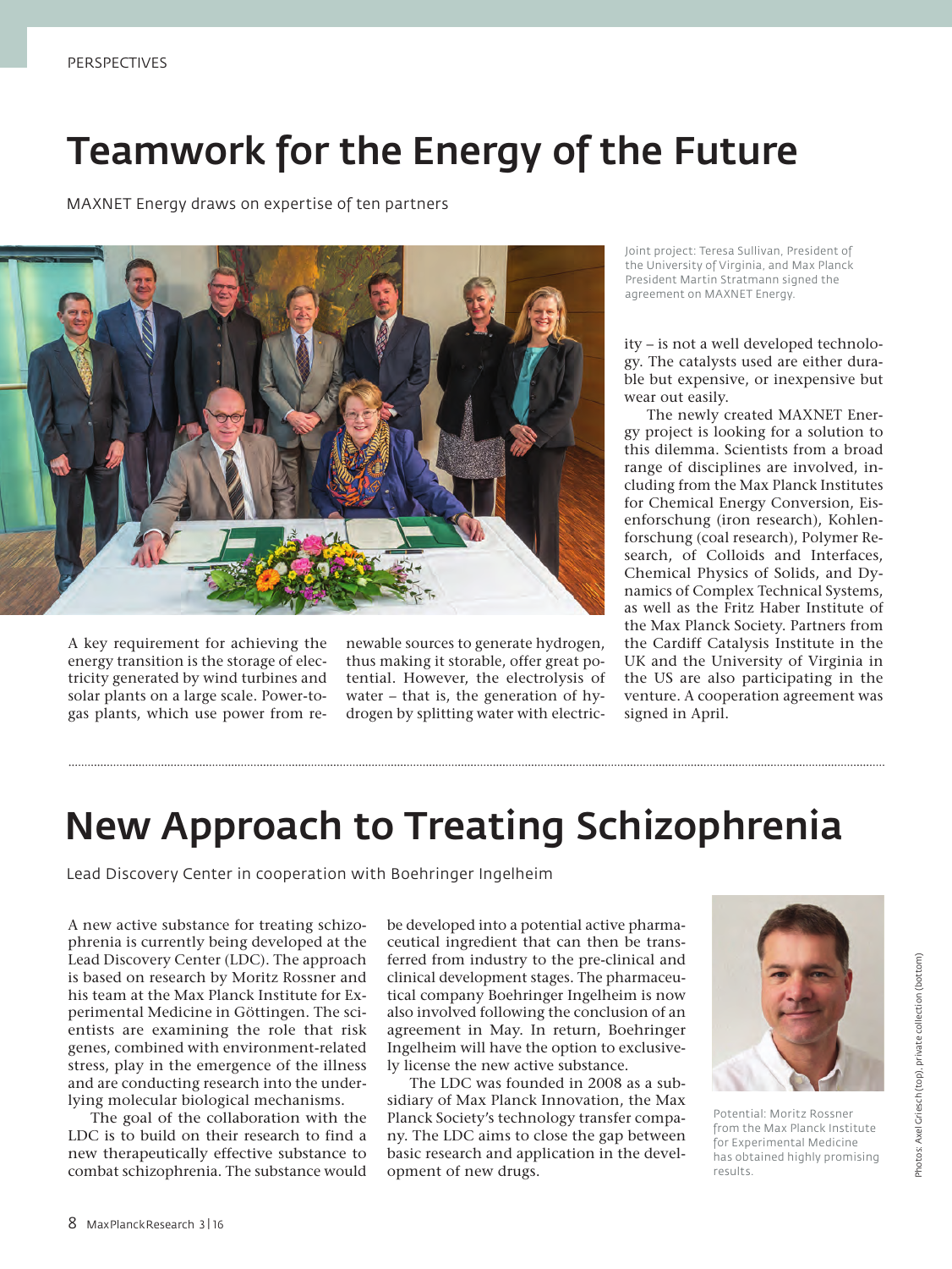PERSPECTIVES

# Teamwork for the Energy of the Future

MAXNET Energy draws on expertise of ten partners

Joint project: Teresa Sullivan, President of the University of Virginia, and Max Planck President Martin Stratmann signed the agreement on MAXNET Energy.

A key requirement for achieving the energy transition is the storage of electricity generated by wind turbines and solar plants on a large scale. Power-to-gas plants, which use power from renewable sources to generate hydrogen, thus making it storable, offer great potential. However, the electrolysis of water – that is, the generation of hydrogen by splitting water with electricity – is not a well developed technology. The catalysts used are either durable but expensive, or inexpensive but wear out easily.

The newly created MAXNET Energy project is looking for a solution to this dilemma. Scientists from a broad range of disciplines are involved, including from the Max Planck Institutes for Chemical Energy Conversion, Eisenforschung (iron research), Kohlenforschung (coal research), Polymer Research, of Colloids and Interfaces, Chemical Physics of Solids, and Dynamics of Complex Technical Systems, as well as the Fritz Haber Institute of the Max Planck Society. Partners from the Cardiff Catalysis Institute in the UK and the University of Virginia in the US are also participating in the venture. A cooperation agreement was signed in April.

# New Approach to Treating Schizophrenia

Lead Discovery Center in cooperation with Boehringer Ingelheim

A new active substance for treating schizophrenia is currently being developed at the Lead Discovery Center (LDC). The approach is based on research by Moritz Rossner and his team at the Max Planck Institute for Experimental Medicine in Göttingen. The scientists are examining the role that risk genes, combined with environment-related stress, play in the emergence of the illness and are conducting research into the underlying molecular biological mechanisms.

The goal of the collaboration with the LDC is to build on their research to find a new therapeutically effective substance to combat schizophrenia. The substance would be developed into a potential active pharmaceutical ingredient that can then be transferred from industry to the pre-clinical and clinical development stages. The pharmaceutical company Boehringer Ingelheim is now also involved following the conclusion of an agreement in May. In return, Boehringer Ingelheim will have the option to exclusively license the new active substance.

The LDC was founded in 2008 as a subsidiary of Max Planck Innovation, the Max Planck Society's technology transfer company. The LDC aims to close the gap between basic research and application in the development of new drugs.

Potential: Moritz Rossner from the Max Planck Institute for Experimental Medicine has obtained highly promising results.

Photos: Axel Griesch (top), private collection (bottom)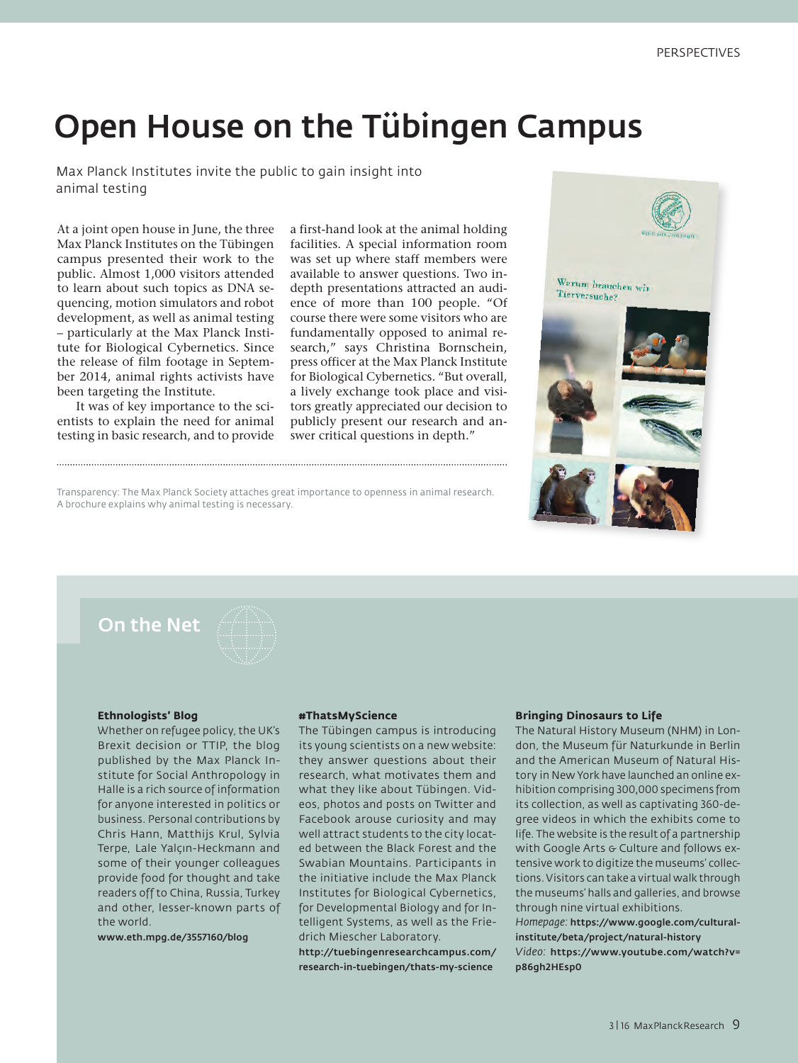# Open House on the Tübingen Campus

Max Planck Institutes invite the public to gain insight into animal testing

At a joint open house in June, the three Max Planck Institutes on the Tübingen campus presented their work to the public. Almost 1,000 visitors attended to learn about such topics as DNA sequencing, motion simulators and robot development, as well as animal testing – particularly at the Max Planck Institute for Biological Cybernetics. Since the release of film footage in September 2014, animal rights activists have been targeting the Institute.

It was of key importance to the scientists to explain the need for animal testing in basic research, and to provide a first-hand look at the animal holding facilities. A special information room was set up where staff members were available to answer questions. Two in-depth presentations attracted an audience of more than 100 people. "Of course there were some visitors who are fundamentally opposed to animal research," says Christina Bornschein, press officer at the Max Planck Institute for Biological Cybernetics. "But overall, a lively exchange took place and visitors greatly appreciated our decision to publicly present our research and answer critical questions in depth."

Transparency: The Max Planck Society attaches great importance to openness in animal research. A brochure explains why animal testing is necessary.

## On the Net

**Ethnologists' Blog**

Whether on refugee policy, the UK's Brexit decision or TTIP, the blog published by the Max Planck Institute for Social Anthropology in Halle is a rich source of information for anyone interested in politics or business. Personal contributions by Chris Hann, Matthijs Krul, Sylvia Terpe, Lale Yalçın-Heckmann and some of their younger colleagues provide food for thought and take readers off to China, Russia, Turkey and other, lesser-known parts of the world.

**www.eth.mpg.de/3557160/blog**

**#ThatsMyScience**

The Tübingen campus is introducing its young scientists on a new website: they answer questions about their research, what motivates them and what they like about Tübingen. Videos, photos and posts on Twitter and Facebook arouse curiosity and may well attract students to the city located between the Black Forest and the Swabian Mountains. Participants in the initiative include the Max Planck Institutes for Biological Cybernetics, for Developmental Biology and for Intelligent Systems, as well as the Friedrich Miescher Laboratory.

**http://tuebingenresearchcampus.com/research-in-tuebingen/thats-my-science**

**Bringing Dinosaurs to Life**

The Natural History Museum (NHM) in London, the Museum für Naturkunde in Berlin and the American Museum of Natural History in New York have launched an online exhibition comprising 300,000 specimens from its collection, as well as captivating 360-degree videos in which the exhibits come to life. The website is the result of a partnership with Google Arts & Culture and follows extensive work to digitize the museums' collections. Visitors can take a virtual walk through the museums' halls and galleries, and browse through nine virtual exhibitions.

*Homepage*: **https://www.google.com/cultural-institute/beta/project/natural-history**

*Video:* **https://www.youtube.com/watch?v=p86gh2HEsp0**